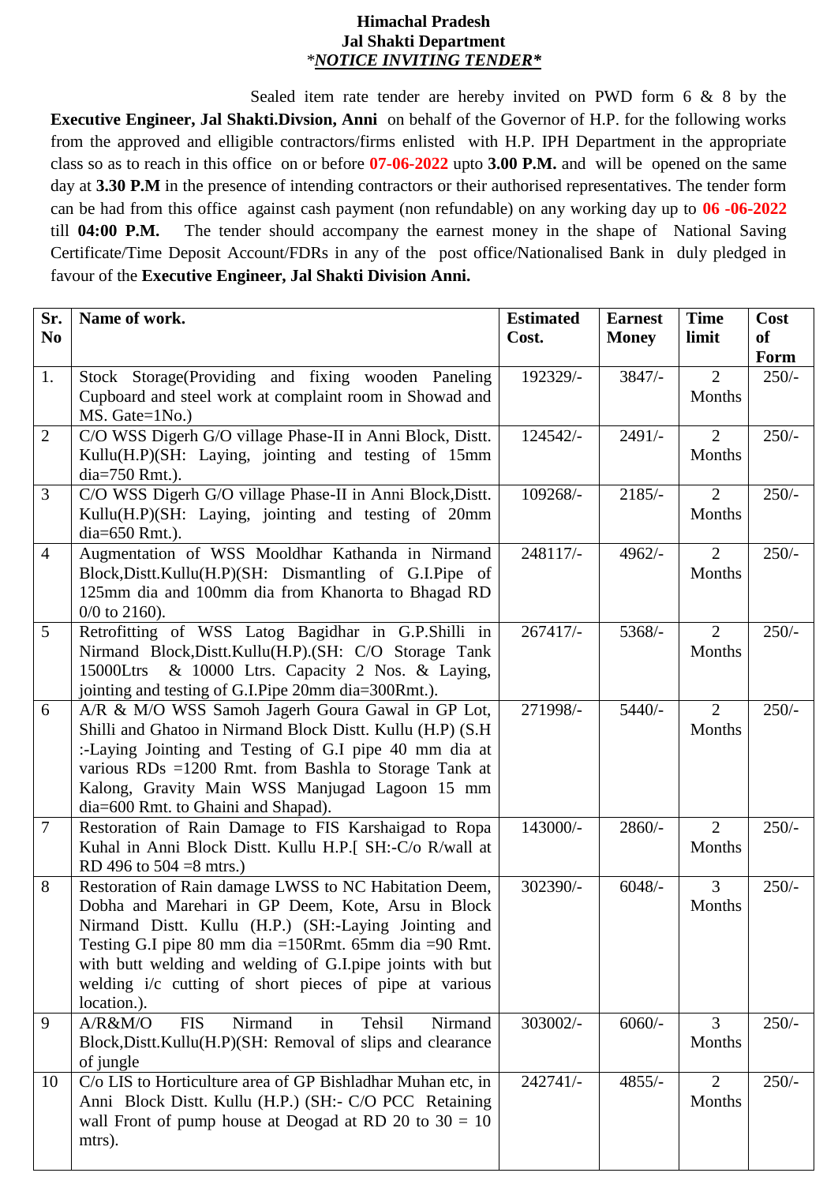**Himachal Pradesh**
**Jal Shakti Department**
**\*_NOTICE INVITING TENDER_\***

Sealed item rate tender are hereby invited on PWD form 6 & 8 by the **Executive Engineer, Jal Shakti.Divsion, Anni** on behalf of the Governor of H.P. for the following works from the approved and elligible contractors/firms enlisted with H.P. IPH Department in the appropriate class so as to reach in this office on or before **07-06-2022** upto **3.00 P.M.** and will be opened on the same day at **3.30 P.M** in the presence of intending contractors or their authorised representatives. The tender form can be had from this office against cash payment (non refundable) on any working day up to **06 -06-2022** till **04:00 P.M.** The tender should accompany the earnest money in the shape of National Saving Certificate/Time Deposit Account/FDRs in any of the post office/Nationalised Bank in duly pledged in favour of the **Executive Engineer, Jal Shakti Division Anni.**

| Sr. No | Name of work. | Estimated Cost. | Earnest Money | Time limit | Cost of Form |
|---|---|---|---|---|---|
| 1. | Stock Storage(Providing and fixing wooden Paneling Cupboard and steel work at complaint room in Showad and MS. Gate=1No.) | 192329/- | 3847/- | 2 Months | 250/- |
| 2 | C/O WSS Digerh G/O village Phase-II in Anni Block, Distt. Kullu(H.P)(SH: Laying, jointing and testing of 15mm dia=750 Rmt.). | 124542/- | 2491/- | 2 Months | 250/- |
| 3 | C/O WSS Digerh G/O village Phase-II in Anni Block,Distt. Kullu(H.P)(SH: Laying, jointing and testing of 20mm dia=650 Rmt.). | 109268/- | 2185/- | 2 Months | 250/- |
| 4 | Augmentation of WSS Mooldhar Kathanda in Nirmand Block,Distt.Kullu(H.P)(SH: Dismantling of G.I.Pipe of 125mm dia and 100mm dia from Khanorta to Bhagad RD 0/0 to 2160). | 248117/- | 4962/- | 2 Months | 250/- |
| 5 | Retrofitting of WSS Latog Bagidhar in G.P.Shilli in Nirmand Block,Distt.Kullu(H.P).(SH: C/O Storage Tank 15000Ltrs & 10000 Ltrs. Capacity 2 Nos. & Laying, jointing and testing of G.I.Pipe 20mm dia=300Rmt.). | 267417/- | 5368/- | 2 Months | 250/- |
| 6 | A/R & M/O WSS Samoh Jagerh Goura Gawal in GP Lot, Shilli and Ghatoo in Nirmand Block Distt. Kullu (H.P) (S.H :-Laying Jointing and Testing of G.I pipe 40 mm dia at various RDs =1200 Rmt. from Bashla to Storage Tank at Kalong, Gravity Main WSS Manjugad Lagoon 15 mm dia=600 Rmt. to Ghaini and Shapad). | 271998/- | 5440/- | 2 Months | 250/- |
| 7 | Restoration of Rain Damage to FIS Karshaigad to Ropa Kuhal in Anni Block Distt. Kullu H.P.[ SH:-C/o R/wall at RD 496 to 504 =8 mtrs.) | 143000/- | 2860/- | 2 Months | 250/- |
| 8 | Restoration of Rain damage LWSS to NC Habitation Deem, Dobha and Marehari in GP Deem, Kote, Arsu in Block Nirmand Distt. Kullu (H.P.) (SH:-Laying Jointing and Testing G.I pipe 80 mm dia =150Rmt. 65mm dia =90 Rmt. with butt welding and welding of G.I.pipe joints with but welding i/c cutting of short pieces of pipe at various location.). | 302390/- | 6048/- | 3 Months | 250/- |
| 9 | A/R&M/O FIS Nirmand in Tehsil Nirmand Block,Distt.Kullu(H.P)(SH: Removal of slips and clearance of jungle | 303002/- | 6060/- | 3 Months | 250/- |
| 10 | C/o LIS to Horticulture area of GP Bishladhar Muhan etc, in Anni Block Distt. Kullu (H.P.) (SH:- C/O PCC Retaining wall Front of pump house at Deogad at RD 20 to 30 = 10 mtrs). | 242741/- | 4855/- | 2 Months | 250/- |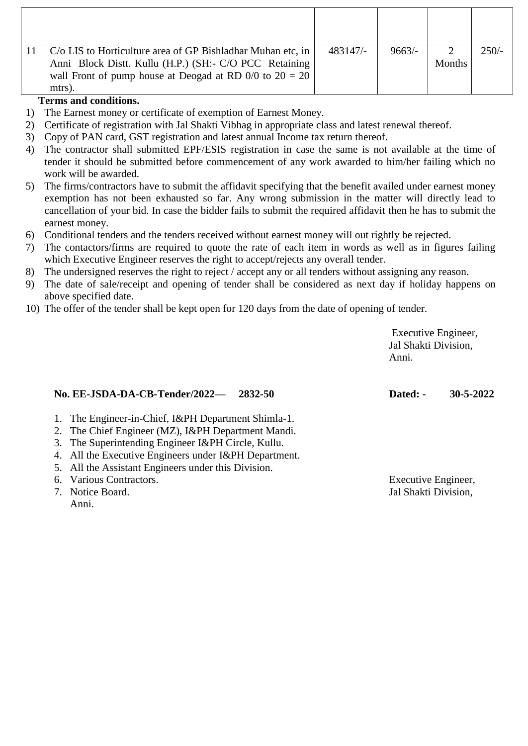| | | | | | |
|---|---|---|---|---|---|
| | | | | | |
| 11 | C/o LIS to Horticulture area of GP Bishladhar Muhan etc, in Anni Block Distt. Kullu (H.P.) (SH:- C/O PCC Retaining wall Front of pump house at Deogad at RD 0/0 to 20 = 20 mtrs). | 483147/- | 9663/- | 2 Months | 250/- |

**Terms and conditions.**

1) The Earnest money or certificate of exemption of Earnest Money.
2) Certificate of registration with Jal Shakti Vibhag in appropriate class and latest renewal thereof.
3) Copy of PAN card, GST registration and latest annual Income tax return thereof.
4) The contractor shall submitted EPF/ESIS registration in case the same is not available at the time of tender it should be submitted before commencement of any work awarded to him/her failing which no work will be awarded.
5) The firms/contractors have to submit the affidavit specifying that the benefit availed under earnest money exemption has not been exhausted so far. Any wrong submission in the matter will directly lead to cancellation of your bid. In case the bidder fails to submit the required affidavit then he has to submit the earnest money.
6) Conditional tenders and the tenders received without earnest money will out rightly be rejected.
7) The contactors/firms are required to quote the rate of each item in words as well as in figures failing which Executive Engineer reserves the right to accept/rejects any overall tender.
8) The undersigned reserves the right to reject / accept any or all tenders without assigning any reason.
9) The date of sale/receipt and opening of tender shall be considered as next day if holiday happens on above specified date.
10) The offer of the tender shall be kept open for 120 days from the date of opening of tender.

Executive Engineer,
Jal Shakti Division,
Anni.

**No. EE-JSDA-DA-CB-Tender/2022— 2832-50** **Dated: - 30-5-2022**

1. The Engineer-in-Chief, I&PH Department Shimla-1.
2. The Chief Engineer (MZ), I&PH Department Mandi.
3. The Superintending Engineer I&PH Circle, Kullu.
4. All the Executive Engineers under I&PH Department.
5. All the Assistant Engineers under this Division.
6. Various Contractors.
7. Notice Board.

Executive Engineer,
Jal Shakti Division,
Anni.